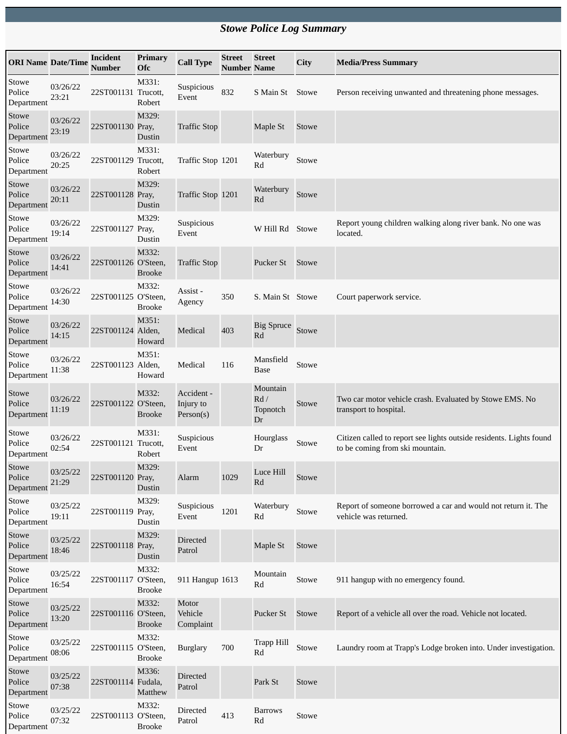## *Stowe Police Log Summary*

| ORI Name | Date/Time | Incident Number | Primary Ofc | Call Type | Street Number | Street Name | City | Media/Press Summary |
|---|---|---|---|---|---|---|---|---|
| Stowe Police Department | 03/26/22 23:21 | 22ST001131 | M331: Trucott, Robert | Suspicious Event | 832 | S Main St | Stowe | Person receiving unwanted and threatening phone messages. |
| Stowe Police Department | 03/26/22 23:19 | 22ST001130 | M329: Pray, Dustin | Traffic Stop | | Maple St | Stowe | |
| Stowe Police Department | 03/26/22 20:25 | 22ST001129 | M331: Trucott, Robert | Traffic Stop | 1201 | Waterbury Rd | Stowe | |
| Stowe Police Department | 03/26/22 20:11 | 22ST001128 | M329: Pray, Dustin | Traffic Stop | 1201 | Waterbury Rd | Stowe | |
| Stowe Police Department | 03/26/22 19:14 | 22ST001127 | M329: Pray, Dustin | Suspicious Event | | W Hill Rd | Stowe | Report young children walking along river bank. No one was located. |
| Stowe Police Department | 03/26/22 14:41 | 22ST001126 | M332: O'Steen, Brooke | Traffic Stop | | Pucker St | Stowe | |
| Stowe Police Department | 03/26/22 14:30 | 22ST001125 | M332: O'Steen, Brooke | Assist - Agency | 350 | S. Main St | Stowe | Court paperwork service. |
| Stowe Police Department | 03/26/22 14:15 | 22ST001124 | M351: Alden, Howard | Medical | 403 | Big Spruce Rd | Stowe | |
| Stowe Police Department | 03/26/22 11:38 | 22ST001123 | M351: Alden, Howard | Medical | 116 | Mansfield Base | Stowe | |
| Stowe Police Department | 03/26/22 11:19 | 22ST001122 | M332: O'Steen, Brooke | Accident - Injury to Person(s) | | Mountain Rd / Topnotch Dr | Stowe | Two car motor vehicle crash. Evaluated by Stowe EMS. No transport to hospital. |
| Stowe Police Department | 03/26/22 02:54 | 22ST001121 | M331: Trucott, Robert | Suspicious Event | | Hourglass Dr | Stowe | Citizen called to report see lights outside residents. Lights found to be coming from ski mountain. |
| Stowe Police Department | 03/25/22 21:29 | 22ST001120 | M329: Pray, Dustin | Alarm | 1029 | Luce Hill Rd | Stowe | |
| Stowe Police Department | 03/25/22 19:11 | 22ST001119 | M329: Pray, Dustin | Suspicious Event | 1201 | Waterbury Rd | Stowe | Report of someone borrowed a car and would not return it. The vehicle was returned. |
| Stowe Police Department | 03/25/22 18:46 | 22ST001118 | M329: Pray, Dustin | Directed Patrol | | Maple St | Stowe | |
| Stowe Police Department | 03/25/22 16:54 | 22ST001117 | M332: O'Steen, Brooke | 911 Hangup | 1613 | Mountain Rd | Stowe | 911 hangup with no emergency found. |
| Stowe Police Department | 03/25/22 13:20 | 22ST001116 | M332: O'Steen, Brooke | Motor Vehicle Complaint | | Pucker St | Stowe | Report of a vehicle all over the road. Vehicle not located. |
| Stowe Police Department | 03/25/22 08:06 | 22ST001115 | M332: O'Steen, Brooke | Burglary | 700 | Trapp Hill Rd | Stowe | Laundry room at Trapp's Lodge broken into. Under investigation. |
| Stowe Police Department | 03/25/22 07:38 | 22ST001114 | M336: Fudala, Matthew | Directed Patrol | | Park St | Stowe | |
| Stowe Police Department | 03/25/22 07:32 | 22ST001113 | M332: O'Steen, Brooke | Directed Patrol | 413 | Barrows Rd | Stowe | |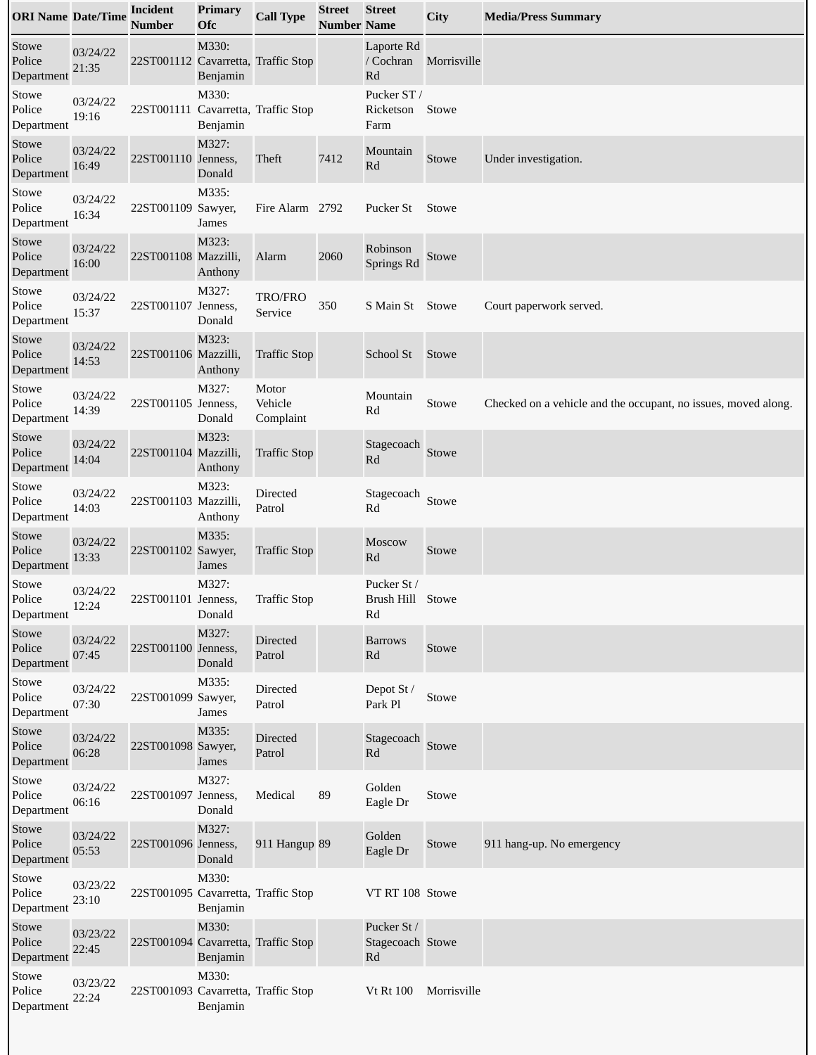| ORI Name | Date/Time | Incident Number | Primary Ofc | Call Type | Street Number | Street Name | City | Media/Press Summary |
|---|---|---|---|---|---|---|---|---|
| Stowe Police Department | 03/24/22 21:35 | 22ST001112 | M330: Cavarretta, Benjamin | Traffic Stop | | Laporte Rd / Cochran Rd | Morrisville | |
| Stowe Police Department | 03/24/22 19:16 | 22ST001111 | M330: Cavarretta, Benjamin | Traffic Stop | | Pucker ST / Ricketson Farm | Stowe | |
| Stowe Police Department | 03/24/22 16:49 | 22ST001110 | M327: Jenness, Donald | Theft | 7412 | Mountain Rd | Stowe | Under investigation. |
| Stowe Police Department | 03/24/22 16:34 | 22ST001109 | M335: Sawyer, James | Fire Alarm | 2792 | Pucker St | Stowe | |
| Stowe Police Department | 03/24/22 16:00 | 22ST001108 | M323: Mazzilli, Anthony | Alarm | 2060 | Robinson Springs Rd | Stowe | |
| Stowe Police Department | 03/24/22 15:37 | 22ST001107 | M327: Jenness, Donald | TRO/FRO Service | 350 | S Main St | Stowe | Court paperwork served. |
| Stowe Police Department | 03/24/22 14:53 | 22ST001106 | M323: Mazzilli, Anthony | Traffic Stop | | School St | Stowe | |
| Stowe Police Department | 03/24/22 14:39 | 22ST001105 | M327: Jenness, Donald | Motor Vehicle Complaint | | Mountain Rd | Stowe | Checked on a vehicle and the occupant, no issues, moved along. |
| Stowe Police Department | 03/24/22 14:04 | 22ST001104 | M323: Mazzilli, Anthony | Traffic Stop | | Stagecoach Rd | Stowe | |
| Stowe Police Department | 03/24/22 14:03 | 22ST001103 | M323: Mazzilli, Anthony | Directed Patrol | | Stagecoach Rd | Stowe | |
| Stowe Police Department | 03/24/22 13:33 | 22ST001102 | M335: Sawyer, James | Traffic Stop | | Moscow Rd | Stowe | |
| Stowe Police Department | 03/24/22 12:24 | 22ST001101 | M327: Jenness, Donald | Traffic Stop | | Pucker St / Brush Hill Rd | Stowe | |
| Stowe Police Department | 03/24/22 07:45 | 22ST001100 | M327: Jenness, Donald | Directed Patrol | | Barrows Rd | Stowe | |
| Stowe Police Department | 03/24/22 07:30 | 22ST001099 | M335: Sawyer, James | Directed Patrol | | Depot St / Park Pl | Stowe | |
| Stowe Police Department | 03/24/22 06:28 | 22ST001098 | M335: Sawyer, James | Directed Patrol | | Stagecoach Rd | Stowe | |
| Stowe Police Department | 03/24/22 06:16 | 22ST001097 | M327: Jenness, Donald | Medical | 89 | Golden Eagle Dr | Stowe | |
| Stowe Police Department | 03/24/22 05:53 | 22ST001096 | M327: Jenness, Donald | 911 Hangup | 89 | Golden Eagle Dr | Stowe | 911 hang-up. No emergency |
| Stowe Police Department | 03/23/22 23:10 | 22ST001095 | M330: Cavarretta, Benjamin | Traffic Stop | | VT RT 108 | Stowe | |
| Stowe Police Department | 03/23/22 22:45 | 22ST001094 | M330: Cavarretta, Benjamin | Traffic Stop | | Pucker St / Stagecoach Rd | Stowe | |
| Stowe Police Department | 03/23/22 22:24 | 22ST001093 | M330: Cavarretta, Benjamin | Traffic Stop | | Vt Rt 100 | Morrisville | |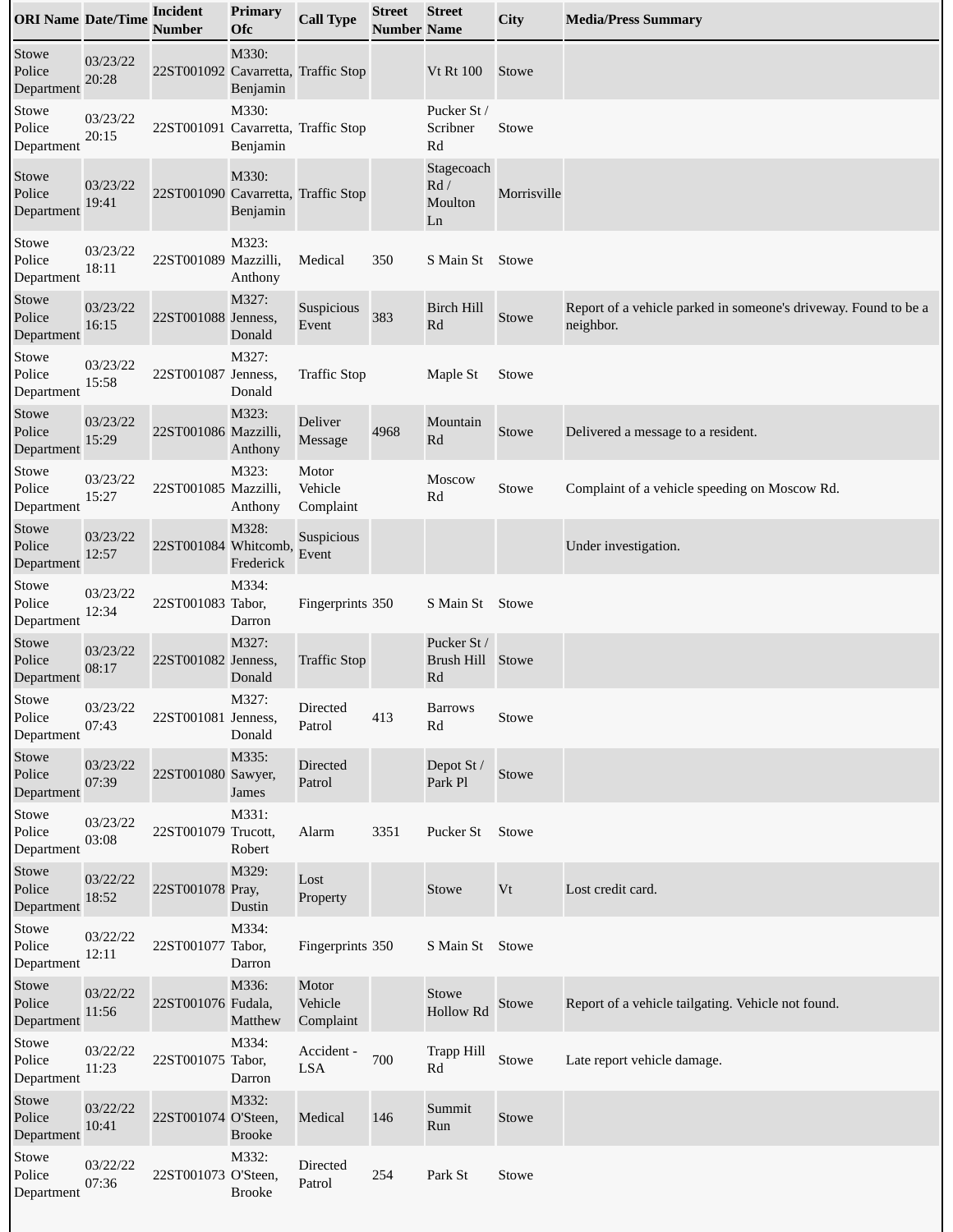| ORI Name | Date/Time | Incident Number | Primary Ofc | Call Type | Street Number | Street Name | City | Media/Press Summary |
|---|---|---|---|---|---|---|---|---|
| Stowe Police Department | 03/23/22 20:28 | 22ST001092 | M330: Cavarretta, Benjamin | Traffic Stop | | Vt Rt 100 | Stowe | |
| Stowe Police Department | 03/23/22 20:15 | 22ST001091 | M330: Cavarretta, Benjamin | Traffic Stop | | Pucker St / Scribner Rd | Stowe | |
| Stowe Police Department | 03/23/22 19:41 | 22ST001090 | M330: Cavarretta, Benjamin | Traffic Stop | | Stagecoach Rd / Moulton Ln | Morrisville | |
| Stowe Police Department | 03/23/22 18:11 | 22ST001089 | M323: Mazzilli, Anthony | Medical | 350 | S Main St | Stowe | |
| Stowe Police Department | 03/23/22 16:15 | 22ST001088 | M327: Jenness, Donald | Suspicious Event | 383 | Birch Hill Rd | Stowe | Report of a vehicle parked in someone's driveway. Found to be a neighbor. |
| Stowe Police Department | 03/23/22 15:58 | 22ST001087 | M327: Jenness, Donald | Traffic Stop | | Maple St | Stowe | |
| Stowe Police Department | 03/23/22 15:29 | 22ST001086 | M323: Mazzilli, Anthony | Deliver Message | 4968 | Mountain Rd | Stowe | Delivered a message to a resident. |
| Stowe Police Department | 03/23/22 15:27 | 22ST001085 | M323: Mazzilli, Anthony | Motor Vehicle Complaint | | Moscow Rd | Stowe | Complaint of a vehicle speeding on Moscow Rd. |
| Stowe Police Department | 03/23/22 12:57 | 22ST001084 | M328: Whitcomb, Frederick | Suspicious Event | | | | Under investigation. |
| Stowe Police Department | 03/23/22 12:34 | 22ST001083 | M334: Tabor, Darron | Fingerprints | 350 | S Main St | Stowe | |
| Stowe Police Department | 03/23/22 08:17 | 22ST001082 | M327: Jenness, Donald | Traffic Stop | | Pucker St / Brush Hill Rd | Stowe | |
| Stowe Police Department | 03/23/22 07:43 | 22ST001081 | M327: Jenness, Donald | Directed Patrol | 413 | Barrows Rd | Stowe | |
| Stowe Police Department | 03/23/22 07:39 | 22ST001080 | M335: Sawyer, James | Directed Patrol | | Depot St / Park Pl | Stowe | |
| Stowe Police Department | 03/23/22 03:08 | 22ST001079 | M331: Trucott, Robert | Alarm | 3351 | Pucker St | Stowe | |
| Stowe Police Department | 03/22/22 18:52 | 22ST001078 | M329: Pray, Dustin | Lost Property | | Stowe | Vt | Lost credit card. |
| Stowe Police Department | 03/22/22 12:11 | 22ST001077 | M334: Tabor, Darron | Fingerprints | 350 | S Main St | Stowe | |
| Stowe Police Department | 03/22/22 11:56 | 22ST001076 | M336: Fudala, Matthew | Motor Vehicle Complaint | | Stowe Hollow Rd | Stowe | Report of a vehicle tailgating. Vehicle not found. |
| Stowe Police Department | 03/22/22 11:23 | 22ST001075 | M334: Tabor, Darron | Accident - LSA | 700 | Trapp Hill Rd | Stowe | Late report vehicle damage. |
| Stowe Police Department | 03/22/22 10:41 | 22ST001074 | M332: O'Steen, Brooke | Medical | 146 | Summit Run | Stowe | |
| Stowe Police Department | 03/22/22 07:36 | 22ST001073 | M332: O'Steen, Brooke | Directed Patrol | 254 | Park St | Stowe | |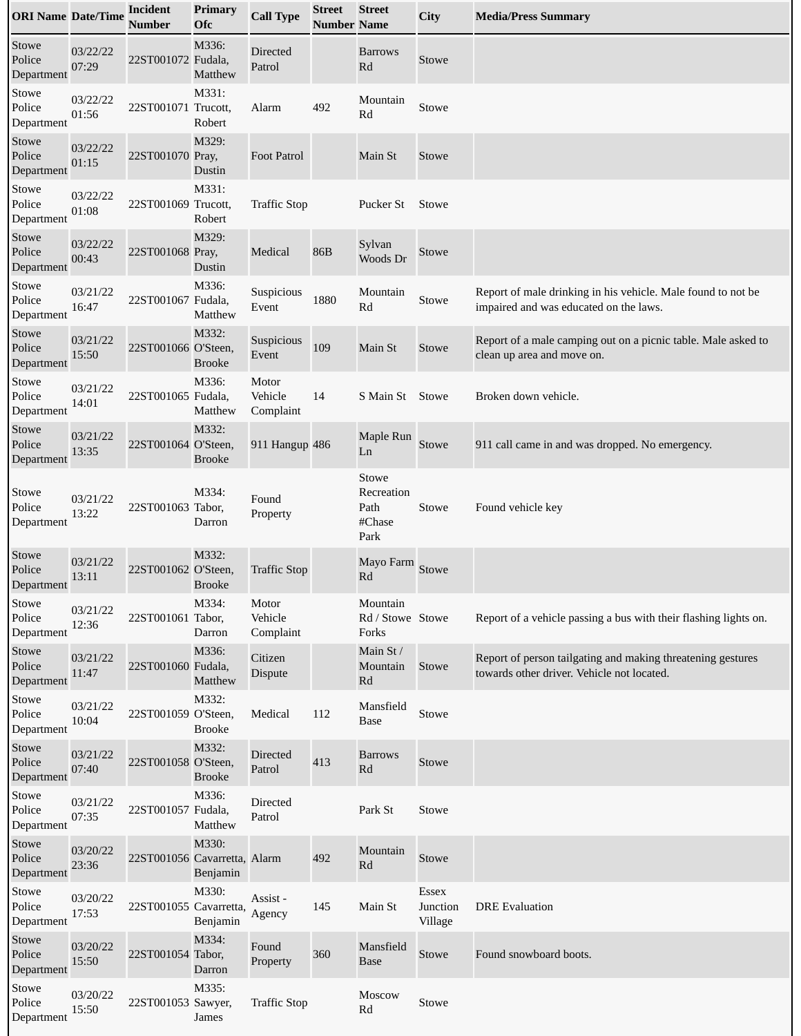| ORI Name | Date/Time | Incident Number | Primary Ofc | Call Type | Street Number | Street Name | City | Media/Press Summary |
|---|---|---|---|---|---|---|---|---|
| Stowe Police Department | 03/22/22 07:29 | 22ST001072 | M336: Fudala, Matthew | Directed Patrol | | Barrows Rd | Stowe | |
| Stowe Police Department | 03/22/22 01:56 | 22ST001071 | M331: Trucott, Robert | Alarm | 492 | Mountain Rd | Stowe | |
| Stowe Police Department | 03/22/22 01:15 | 22ST001070 | M329: Pray, Dustin | Foot Patrol | | Main St | Stowe | |
| Stowe Police Department | 03/22/22 01:08 | 22ST001069 | M331: Trucott, Robert | Traffic Stop | | Pucker St | Stowe | |
| Stowe Police Department | 03/22/22 00:43 | 22ST001068 | M329: Pray, Dustin | Medical | 86B | Sylvan Woods Dr | Stowe | |
| Stowe Police Department | 03/21/22 16:47 | 22ST001067 | M336: Fudala, Matthew | Suspicious Event | 1880 | Mountain Rd | Stowe | Report of male drinking in his vehicle. Male found to not be impaired and was educated on the laws. |
| Stowe Police Department | 03/21/22 15:50 | 22ST001066 | M332: O'Steen, Brooke | Suspicious Event | 109 | Main St | Stowe | Report of a male camping out on a picnic table. Male asked to clean up area and move on. |
| Stowe Police Department | 03/21/22 14:01 | 22ST001065 | M336: Fudala, Matthew | Motor Vehicle Complaint | 14 | S Main St | Stowe | Broken down vehicle. |
| Stowe Police Department | 03/21/22 13:35 | 22ST001064 | M332: O'Steen, Brooke | 911 Hangup | 486 | Maple Run Ln | Stowe | 911 call came in and was dropped. No emergency. |
| Stowe Police Department | 03/21/22 13:22 | 22ST001063 | M334: Tabor, Darron | Found Property | | Stowe Recreation Path #Chase Park | Stowe | Found vehicle key |
| Stowe Police Department | 03/21/22 13:11 | 22ST001062 | M332: O'Steen, Brooke | Traffic Stop | | Mayo Farm Rd | Stowe | |
| Stowe Police Department | 03/21/22 12:36 | 22ST001061 | M334: Tabor, Darron | Motor Vehicle Complaint | | Mountain Rd / Stowe Forks | Stowe | Report of a vehicle passing a bus with their flashing lights on. |
| Stowe Police Department | 03/21/22 11:47 | 22ST001060 | M336: Fudala, Matthew | Citizen Dispute | | Main St / Mountain Rd | Stowe | Report of person tailgating and making threatening gestures towards other driver. Vehicle not located. |
| Stowe Police Department | 03/21/22 10:04 | 22ST001059 | M332: O'Steen, Brooke | Medical | 112 | Mansfield Base | Stowe | |
| Stowe Police Department | 03/21/22 07:40 | 22ST001058 | M332: O'Steen, Brooke | Directed Patrol | 413 | Barrows Rd | Stowe | |
| Stowe Police Department | 03/21/22 07:35 | 22ST001057 | M336: Fudala, Matthew | Directed Patrol | | Park St | Stowe | |
| Stowe Police Department | 03/20/22 23:36 | 22ST001056 | M330: Cavarretta, Benjamin | Alarm | 492 | Mountain Rd | Stowe | |
| Stowe Police Department | 03/20/22 17:53 | 22ST001055 | M330: Cavarretta, Benjamin | Assist - Agency | 145 | Main St | Essex Junction Village | DRE Evaluation |
| Stowe Police Department | 03/20/22 15:50 | 22ST001054 | M334: Tabor, Darron | Found Property | 360 | Mansfield Base | Stowe | Found snowboard boots. |
| Stowe Police Department | 03/20/22 15:50 | 22ST001053 | M335: Sawyer, James | Traffic Stop | | Moscow Rd | Stowe | |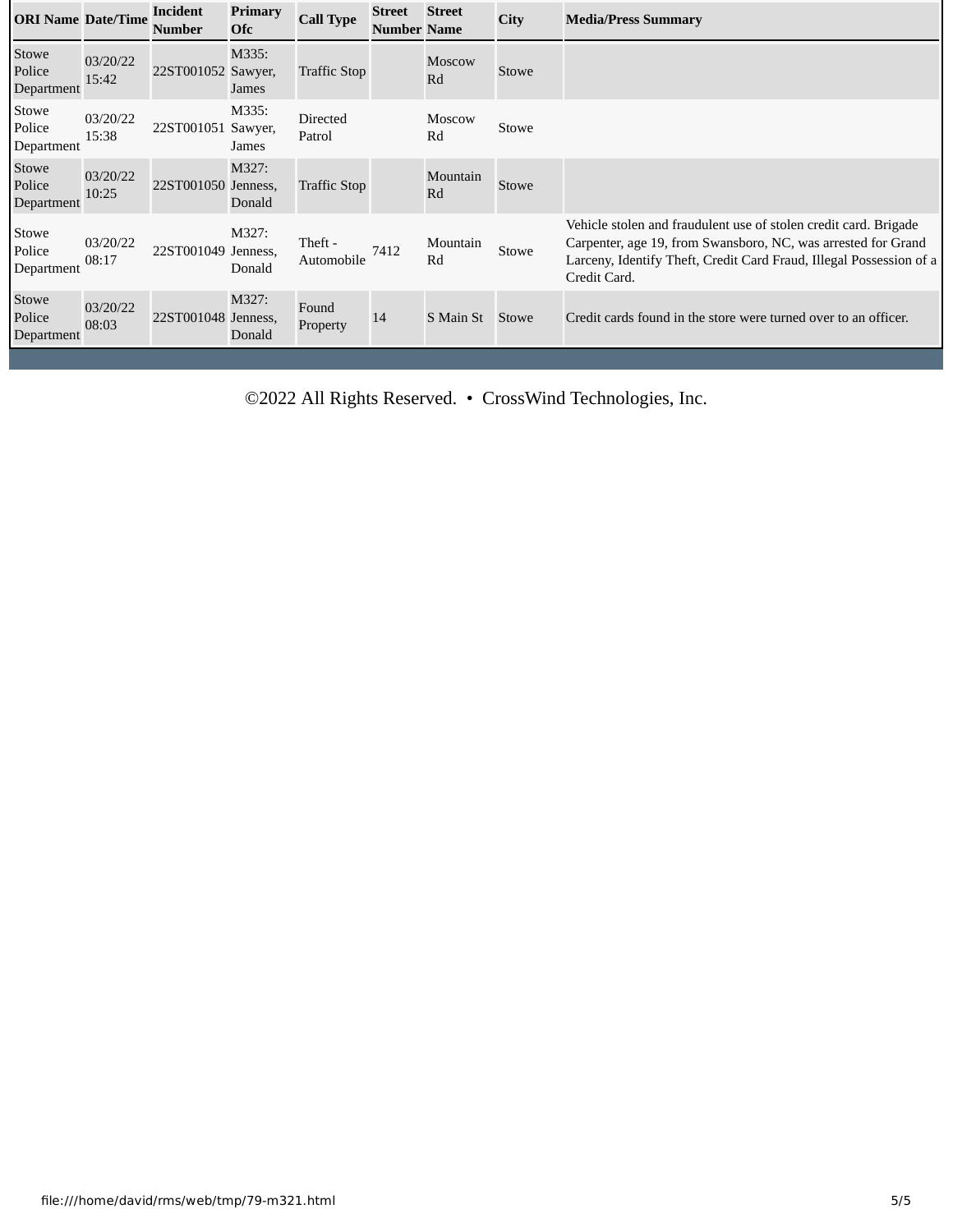| ORI Name | Date/Time | Incident Number | Primary Ofc | Call Type | Street Number | Street Name | City | Media/Press Summary |
|---|---|---|---|---|---|---|---|---|
| Stowe Police Department | 03/20/22 15:42 | 22ST001052 | M335: Sawyer, James | Traffic Stop | | Moscow Rd | Stowe | |
| Stowe Police Department | 03/20/22 15:38 | 22ST001051 | M335: Sawyer, James | Directed Patrol | | Moscow Rd | Stowe | |
| Stowe Police Department | 03/20/22 10:25 | 22ST001050 | M327: Jenness, Donald | Traffic Stop | | Mountain Rd | Stowe | |
| Stowe Police Department | 03/20/22 08:17 | 22ST001049 | M327: Jenness, Donald | Theft - Automobile | 7412 | Mountain Rd | Stowe | Vehicle stolen and fraudulent use of stolen credit card. Brigade Carpenter, age 19, from Swansboro, NC, was arrested for Grand Larceny, Identify Theft, Credit Card Fraud, Illegal Possession of a Credit Card. |
| Stowe Police Department | 03/20/22 08:03 | 22ST001048 | M327: Jenness, Donald | Found Property | 14 | S Main St | Stowe | Credit cards found in the store were turned over to an officer. |

©2022 All Rights Reserved. • CrossWind Technologies, Inc.